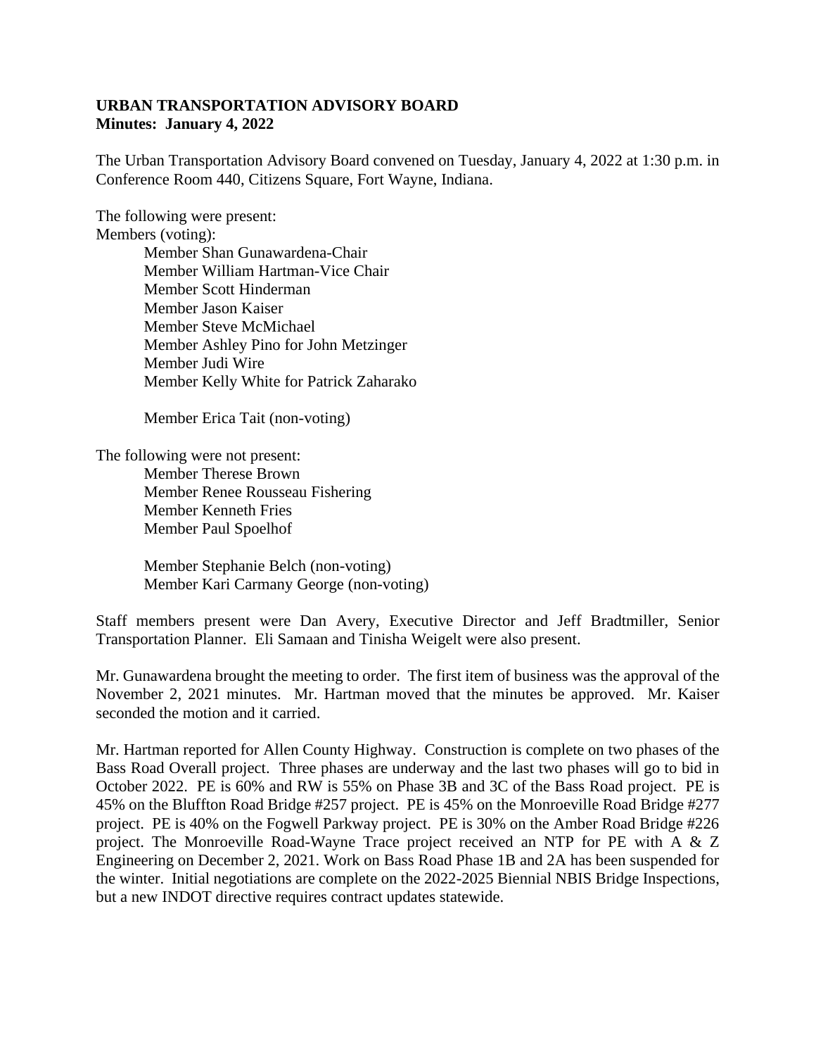**URBAN TRANSPORTATION ADVISORY BOARD**
**Minutes: January 4, 2022**

The Urban Transportation Advisory Board convened on Tuesday, January 4, 2022 at 1:30 p.m. in Conference Room 440, Citizens Square, Fort Wayne, Indiana.

The following were present:
Members (voting):

- Member Shan Gunawardena-Chair
- Member William Hartman-Vice Chair
- Member Scott Hinderman
- Member Jason Kaiser
- Member Steve McMichael
- Member Ashley Pino for John Metzinger
- Member Judi Wire
- Member Kelly White for Patrick Zaharako

- Member Erica Tait (non-voting)

The following were not present:

- Member Therese Brown
- Member Renee Rousseau Fishering
- Member Kenneth Fries
- Member Paul Spoelhof

- Member Stephanie Belch (non-voting)
- Member Kari Carmany George (non-voting)

Staff members present were Dan Avery, Executive Director and Jeff Bradtmiller, Senior Transportation Planner. Eli Samaan and Tinisha Weigelt were also present.

Mr. Gunawardena brought the meeting to order. The first item of business was the approval of the November 2, 2021 minutes. Mr. Hartman moved that the minutes be approved. Mr. Kaiser seconded the motion and it carried.

Mr. Hartman reported for Allen County Highway. Construction is complete on two phases of the Bass Road Overall project. Three phases are underway and the last two phases will go to bid in October 2022. PE is 60% and RW is 55% on Phase 3B and 3C of the Bass Road project. PE is 45% on the Bluffton Road Bridge #257 project. PE is 45% on the Monroeville Road Bridge #277 project. PE is 40% on the Fogwell Parkway project. PE is 30% on the Amber Road Bridge #226 project. The Monroeville Road-Wayne Trace project received an NTP for PE with A & Z Engineering on December 2, 2021. Work on Bass Road Phase 1B and 2A has been suspended for the winter. Initial negotiations are complete on the 2022-2025 Biennial NBIS Bridge Inspections, but a new INDOT directive requires contract updates statewide.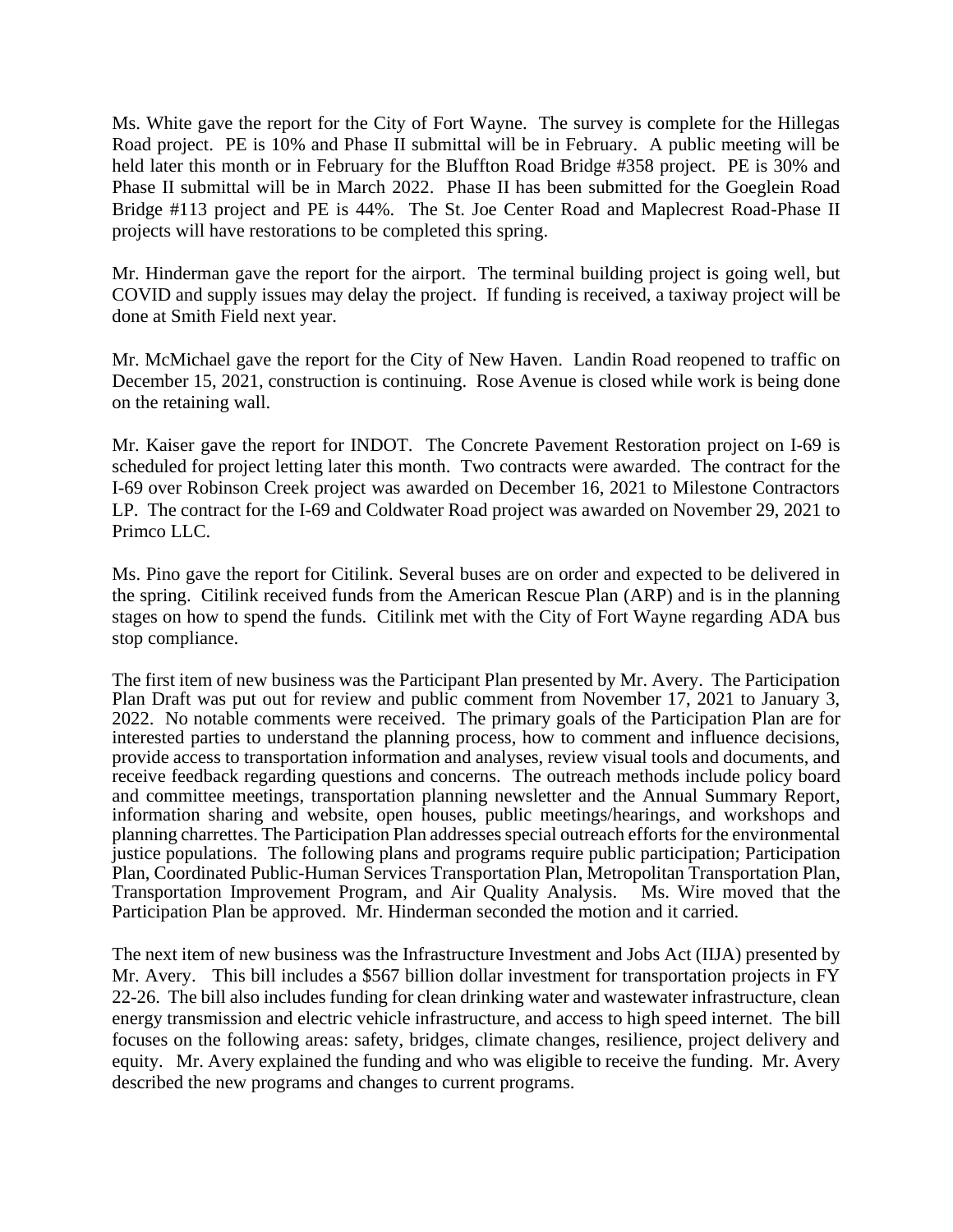Ms. White gave the report for the City of Fort Wayne. The survey is complete for the Hillegas Road project. PE is 10% and Phase II submittal will be in February. A public meeting will be held later this month or in February for the Bluffton Road Bridge #358 project. PE is 30% and Phase II submittal will be in March 2022. Phase II has been submitted for the Goeglein Road Bridge #113 project and PE is 44%. The St. Joe Center Road and Maplecrest Road-Phase II projects will have restorations to be completed this spring.

Mr. Hinderman gave the report for the airport. The terminal building project is going well, but COVID and supply issues may delay the project. If funding is received, a taxiway project will be done at Smith Field next year.

Mr. McMichael gave the report for the City of New Haven. Landin Road reopened to traffic on December 15, 2021, construction is continuing. Rose Avenue is closed while work is being done on the retaining wall.

Mr. Kaiser gave the report for INDOT. The Concrete Pavement Restoration project on I-69 is scheduled for project letting later this month. Two contracts were awarded. The contract for the I-69 over Robinson Creek project was awarded on December 16, 2021 to Milestone Contractors LP. The contract for the I-69 and Coldwater Road project was awarded on November 29, 2021 to Primco LLC.

Ms. Pino gave the report for Citilink. Several buses are on order and expected to be delivered in the spring. Citilink received funds from the American Rescue Plan (ARP) and is in the planning stages on how to spend the funds. Citilink met with the City of Fort Wayne regarding ADA bus stop compliance.

The first item of new business was the Participant Plan presented by Mr. Avery. The Participation Plan Draft was put out for review and public comment from November 17, 2021 to January 3, 2022. No notable comments were received. The primary goals of the Participation Plan are for interested parties to understand the planning process, how to comment and influence decisions, provide access to transportation information and analyses, review visual tools and documents, and receive feedback regarding questions and concerns. The outreach methods include policy board and committee meetings, transportation planning newsletter and the Annual Summary Report, information sharing and website, open houses, public meetings/hearings, and workshops and planning charrettes. The Participation Plan addresses special outreach efforts for the environmental justice populations. The following plans and programs require public participation; Participation Plan, Coordinated Public-Human Services Transportation Plan, Metropolitan Transportation Plan, Transportation Improvement Program, and Air Quality Analysis. Ms. Wire moved that the Participation Plan be approved. Mr. Hinderman seconded the motion and it carried.

The next item of new business was the Infrastructure Investment and Jobs Act (IIJA) presented by Mr. Avery. This bill includes a $567 billion dollar investment for transportation projects in FY 22-26. The bill also includes funding for clean drinking water and wastewater infrastructure, clean energy transmission and electric vehicle infrastructure, and access to high speed internet. The bill focuses on the following areas: safety, bridges, climate changes, resilience, project delivery and equity. Mr. Avery explained the funding and who was eligible to receive the funding. Mr. Avery described the new programs and changes to current programs.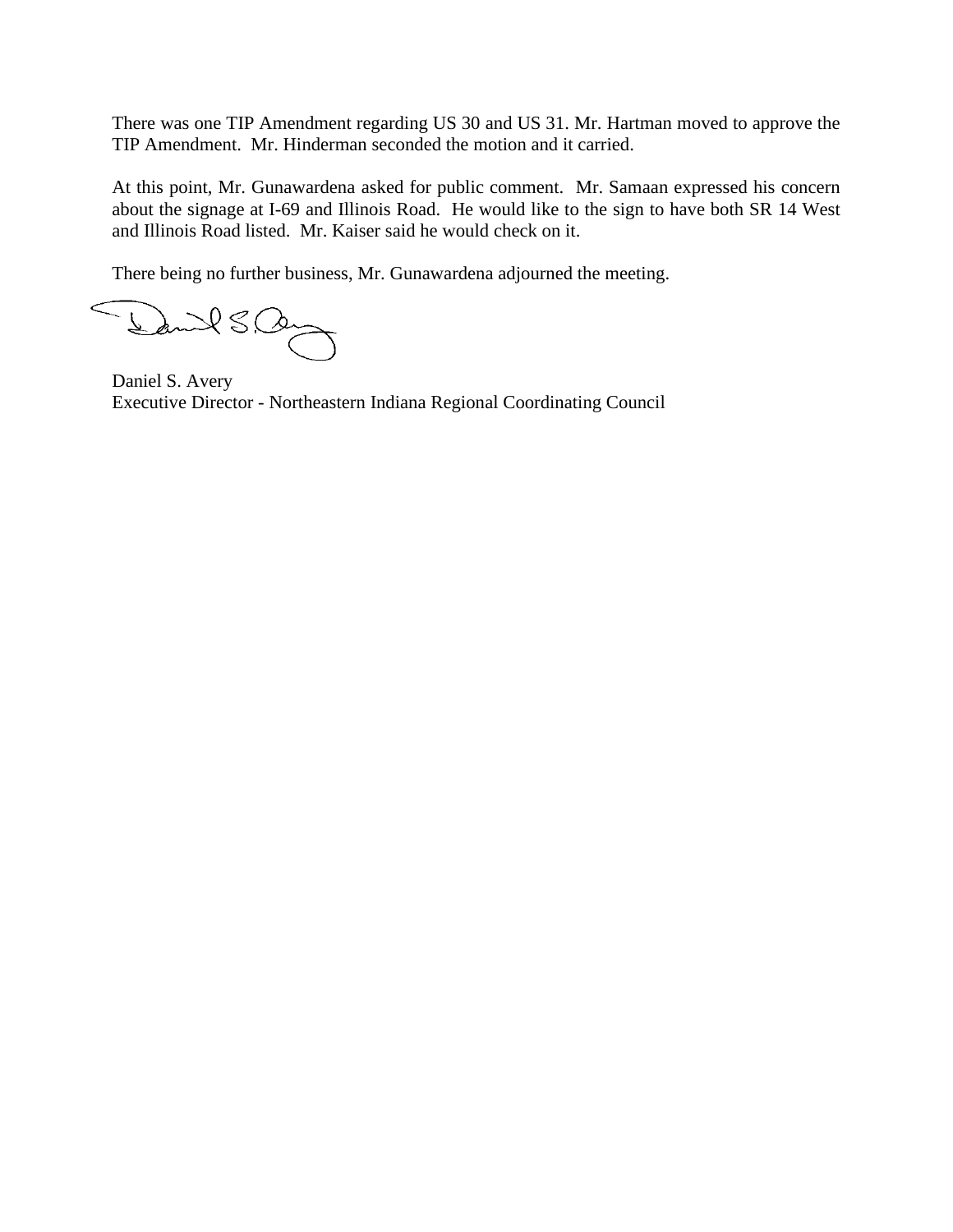There was one TIP Amendment regarding US 30 and US 31. Mr. Hartman moved to approve the TIP Amendment. Mr. Hinderman seconded the motion and it carried.

At this point, Mr. Gunawardena asked for public comment. Mr. Samaan expressed his concern about the signage at I-69 and Illinois Road. He would like to the sign to have both SR 14 West and Illinois Road listed. Mr. Kaiser said he would check on it.

There being no further business, Mr. Gunawardena adjourned the meeting.

Daniel S. Avery  
Executive Director - Northeastern Indiana Regional Coordinating Council